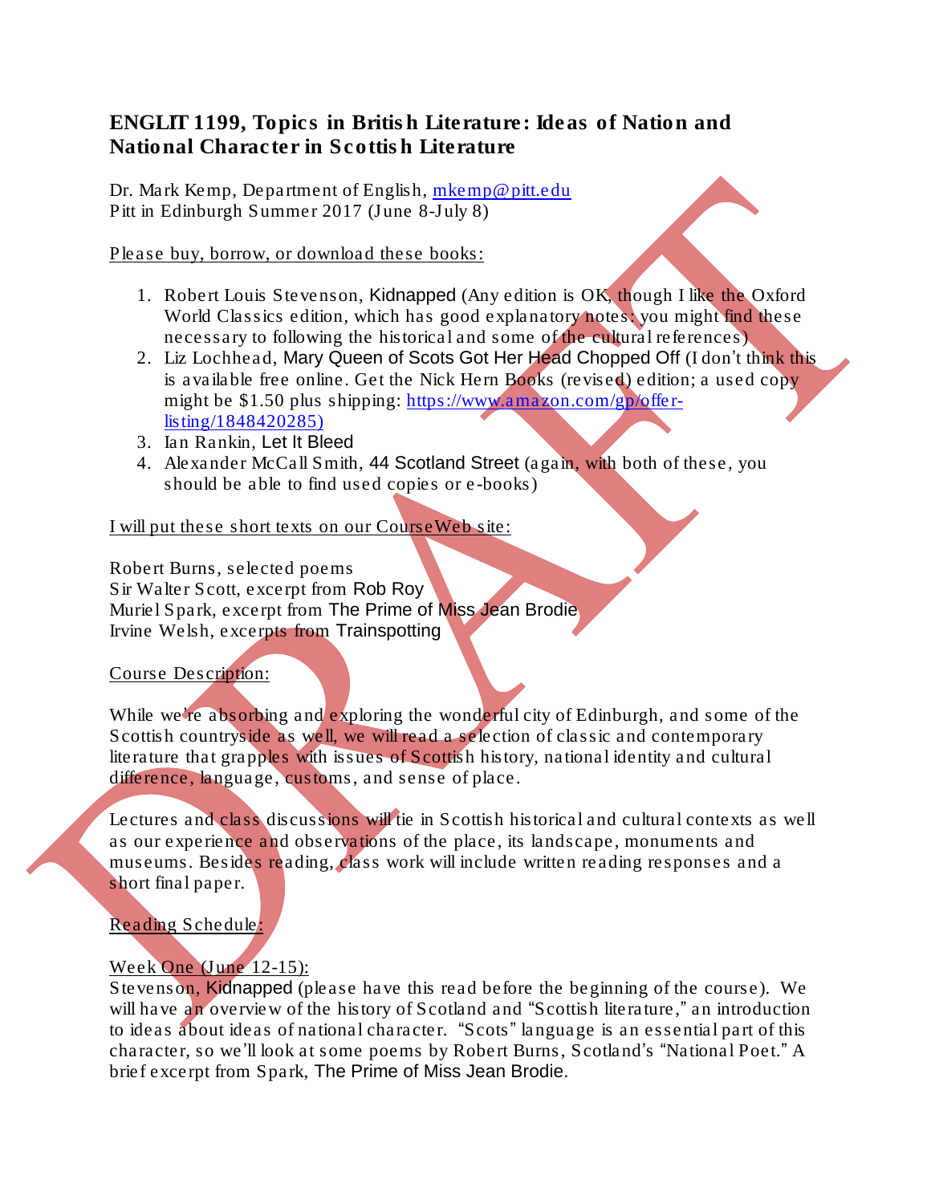# ENGLIT 1199, Topics in British Literature: Ideas of Nation and National Character in Scottish Literature

Dr. Mark Kemp, Department of English, mkemp@pitt.edu
Pitt in Edinburgh Summer 2017 (June 8-July 8)

Please buy, borrow, or download these books:

1. Robert Louis Stevenson, Kidnapped (Any edition is OK, though I like the Oxford World Classics edition, which has good explanatory notes: you might find these necessary to following the historical and some of the cultural references)
2. Liz Lochhead, Mary Queen of Scots Got Her Head Chopped Off (I don't think this is available free online. Get the Nick Hern Books (revised) edition; a used copy might be $1.50 plus shipping: https://www.amazon.com/gp/offer-listing/1848420285)
3. Ian Rankin, Let It Bleed
4. Alexander McCall Smith, 44 Scotland Street (again, with both of these, you should be able to find used copies or e-books)

I will put these short texts on our CourseWeb site:

Robert Burns, selected poems
Sir Walter Scott, excerpt from Rob Roy
Muriel Spark, excerpt from The Prime of Miss Jean Brodie
Irvine Welsh, excerpts from Trainspotting

Course Description:

While we're absorbing and exploring the wonderful city of Edinburgh, and some of the Scottish countryside as well, we will read a selection of classic and contemporary literature that grapples with issues of Scottish history, national identity and cultural difference, language, customs, and sense of place.

Lectures and class discussions will tie in Scottish historical and cultural contexts as well as our experience and observations of the place, its landscape, monuments and museums. Besides reading, class work will include written reading responses and a short final paper.

Reading Schedule:

Week One (June 12-15):
Stevenson, Kidnapped (please have this read before the beginning of the course). We will have an overview of the history of Scotland and "Scottish literature," an introduction to ideas about ideas of national character. "Scots" language is an essential part of this character, so we'll look at some poems by Robert Burns, Scotland's "National Poet." A brief excerpt from Spark, The Prime of Miss Jean Brodie.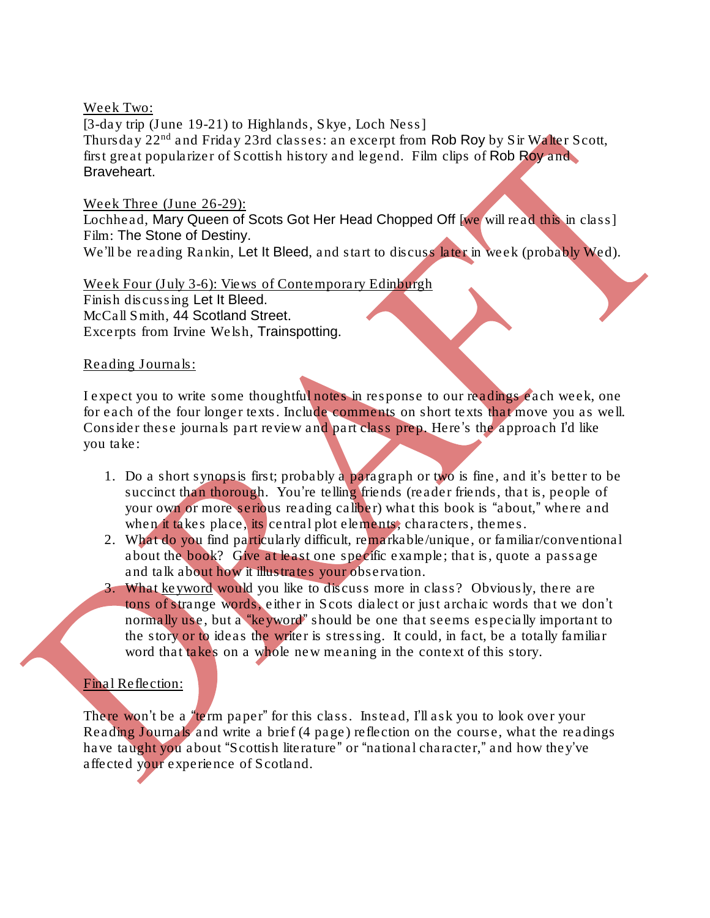Week Two:

[3-day trip (June 19-21) to Highlands, Skye, Loch Ness]

Thursday 22nd and Friday 23rd classes: an excerpt from Rob Roy by Sir Walter Scott, first great popularizer of Scottish history and legend. Film clips of Rob Roy and Braveheart.

Week Three (June 26-29):

Lochhead, Mary Queen of Scots Got Her Head Chopped Off [we will read this in class]

Film: The Stone of Destiny.

We'll be reading Rankin, Let It Bleed, and start to discuss later in week (probably Wed).

Week Four (July 3-6): Views of Contemporary Edinburgh

Finish discussing Let It Bleed.

McCall Smith, 44 Scotland Street.

Excerpts from Irvine Welsh, Trainspotting.

Reading Journals:

I expect you to write some thoughtful notes in response to our readings each week, one for each of the four longer texts. Include comments on short texts that move you as well. Consider these journals part review and part class prep. Here's the approach I'd like you take:

1. Do a short synopsis first; probably a paragraph or two is fine, and it's better to be succinct than thorough. You're telling friends (reader friends, that is, people of your own or more serious reading caliber) what this book is "about," where and when it takes place, its central plot elements, characters, themes.
2. What do you find particularly difficult, remarkable/unique, or familiar/conventional about the book? Give at least one specific example; that is, quote a passage and talk about how it illustrates your observation.
3. What keyword would you like to discuss more in class? Obviously, there are tons of strange words, either in Scots dialect or just archaic words that we don't normally use, but a "keyword" should be one that seems especially important to the story or to ideas the writer is stressing. It could, in fact, be a totally familiar word that takes on a whole new meaning in the context of this story.

Final Reflection:

There won't be a "term paper" for this class. Instead, I'll ask you to look over your Reading Journals and write a brief (4 page) reflection on the course, what the readings have taught you about "Scottish literature" or "national character," and how they've affected your experience of Scotland.